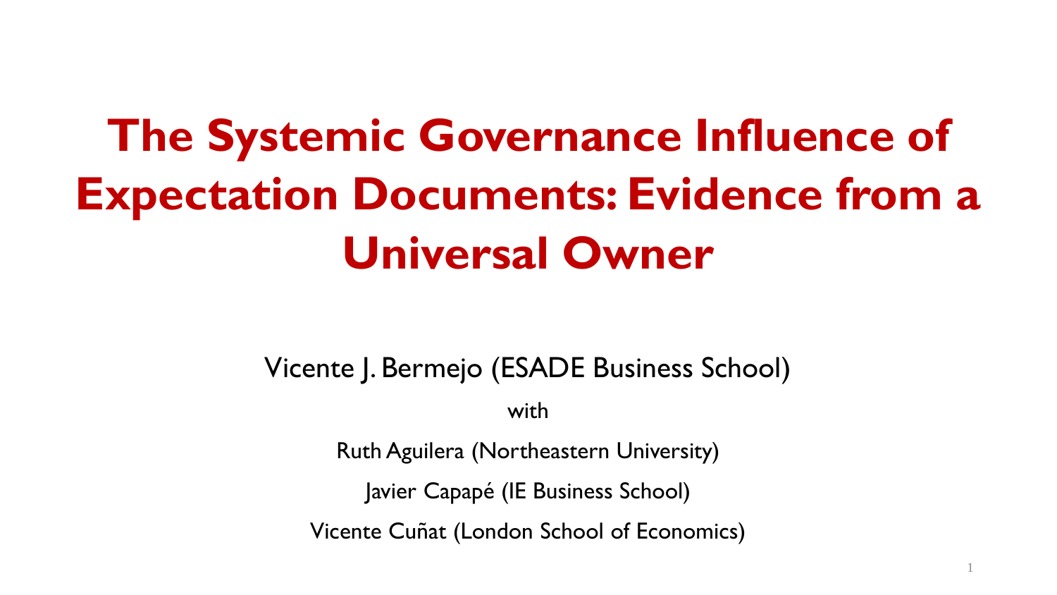# The Systemic Governance Influence of Expectation Documents: Evidence from a Universal Owner

Vicente J. Bermejo (ESADE Business School)

with

Ruth Aguilera (Northeastern University)

Javier Capapé (IE Business School)

Vicente Cuñat (London School of Economics)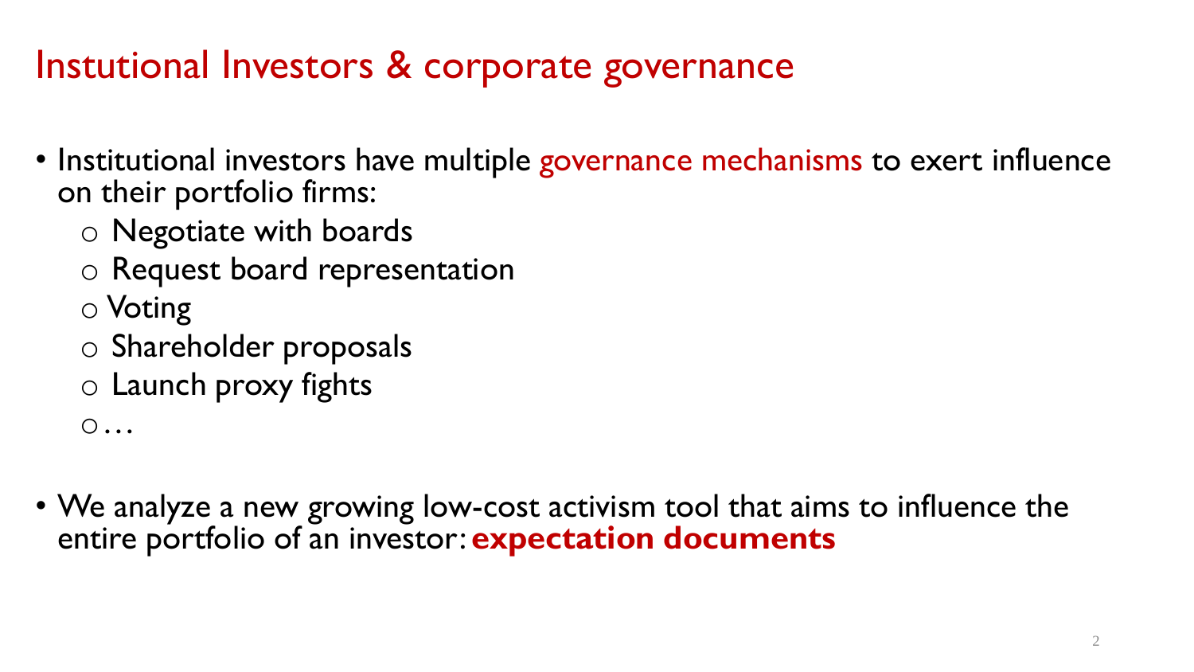# Instutional Investors & corporate governance

- Institutional investors have multiple governance mechanisms to exert influence on their portfolio firms:
  - Negotiate with boards
  - Request board representation
  - Voting
  - Shareholder proposals
  - Launch proxy fights
  - …
- We analyze a new growing low-cost activism tool that aims to influence the entire portfolio of an investor: **expectation documents**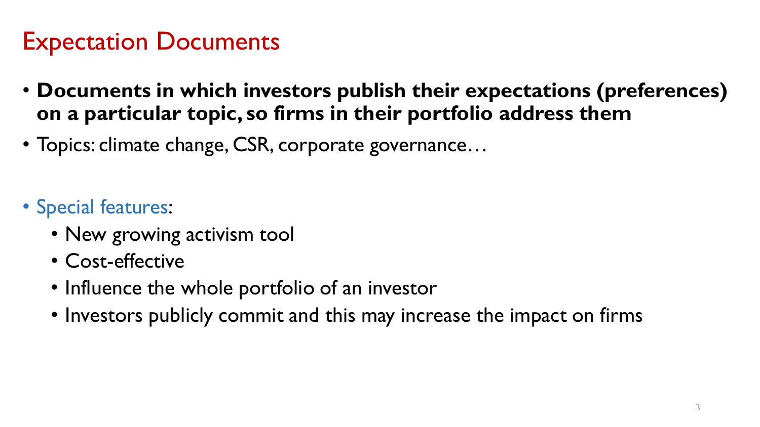# Expectation Documents

- **Documents in which investors publish their expectations (preferences) on a particular topic, so firms in their portfolio address them**
- Topics: climate change, CSR, corporate governance…

- Special features:
  - New growing activism tool
  - Cost-effective
  - Influence the whole portfolio of an investor
  - Investors publicly commit and this may increase the impact on firms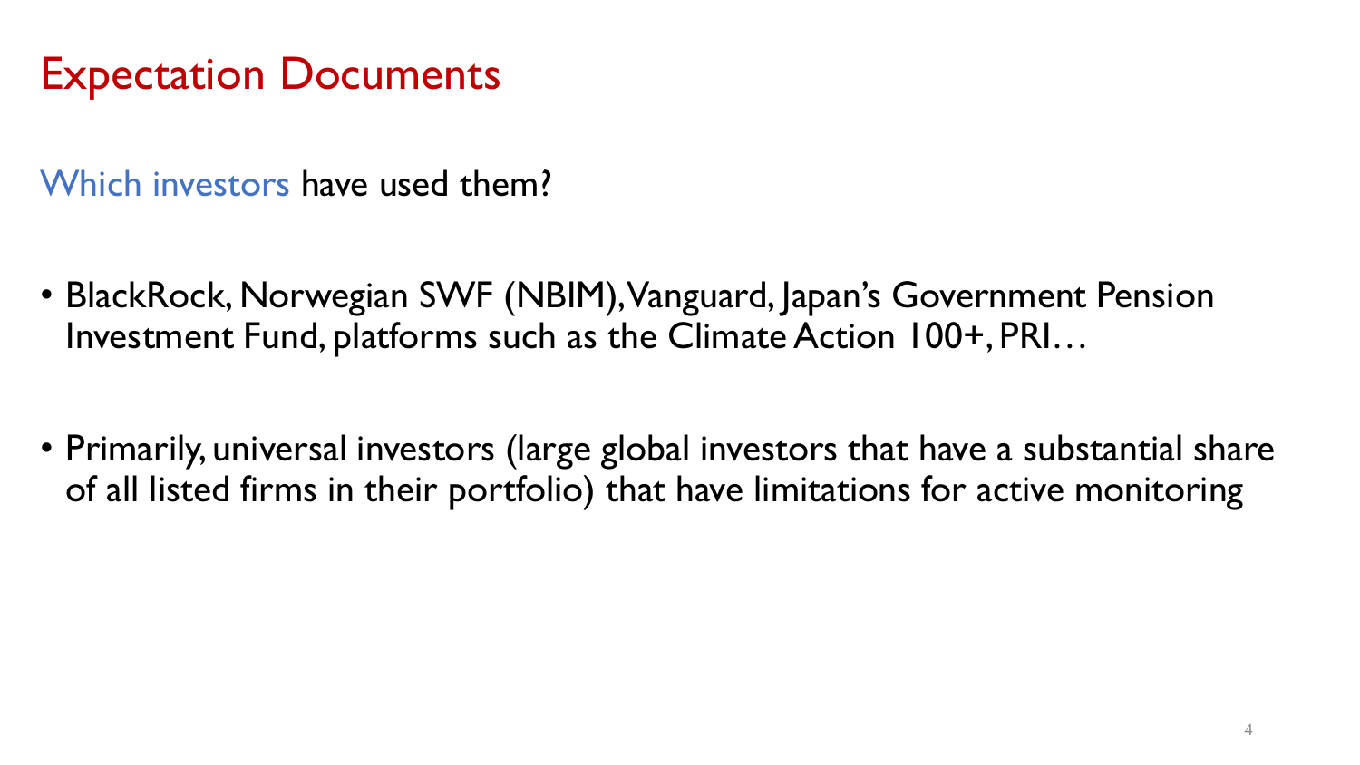# Expectation Documents

Which investors have used them?

- BlackRock, Norwegian SWF (NBIM), Vanguard, Japan's Government Pension Investment Fund, platforms such as the Climate Action 100+, PRI…

- Primarily, universal investors (large global investors that have a substantial share of all listed firms in their portfolio) that have limitations for active monitoring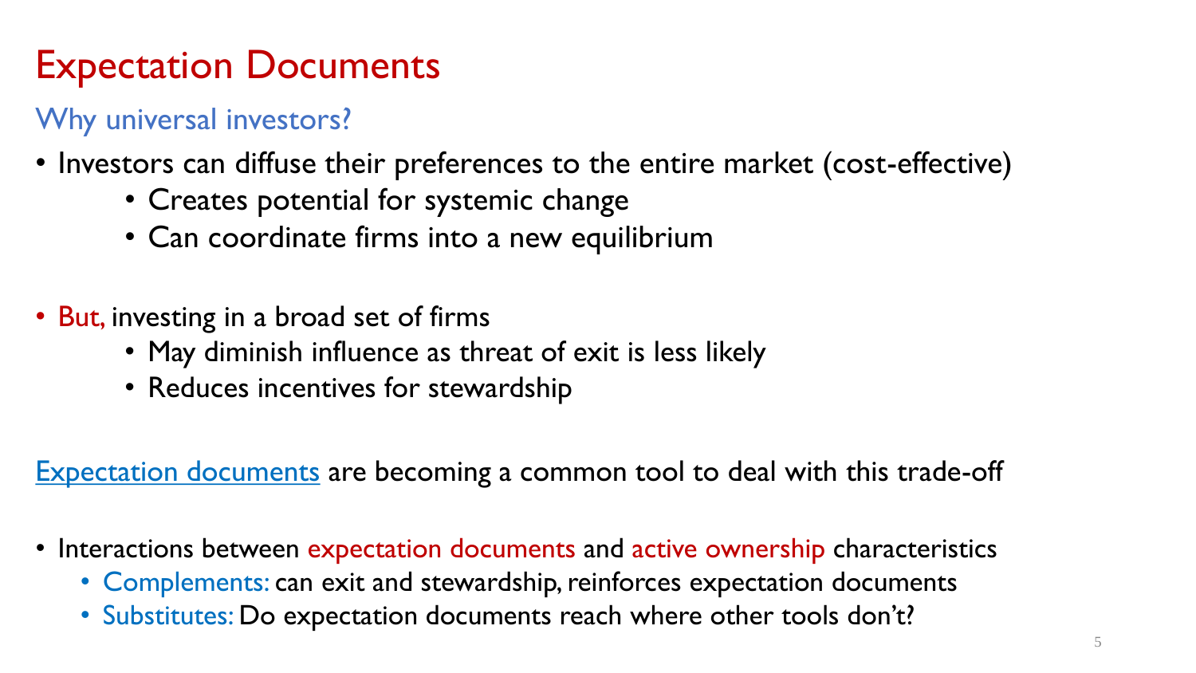# Expectation Documents

## Why universal investors?

- Investors can diffuse their preferences to the entire market (cost-effective)
  - Creates potential for systemic change
  - Can coordinate firms into a new equilibrium

- But, investing in a broad set of firms
  - May diminish influence as threat of exit is less likely
  - Reduces incentives for stewardship

Expectation documents are becoming a common tool to deal with this trade-off

- Interactions between expectation documents and active ownership characteristics
  - Complements: can exit and stewardship, reinforces expectation documents
  - Substitutes: Do expectation documents reach where other tools don't?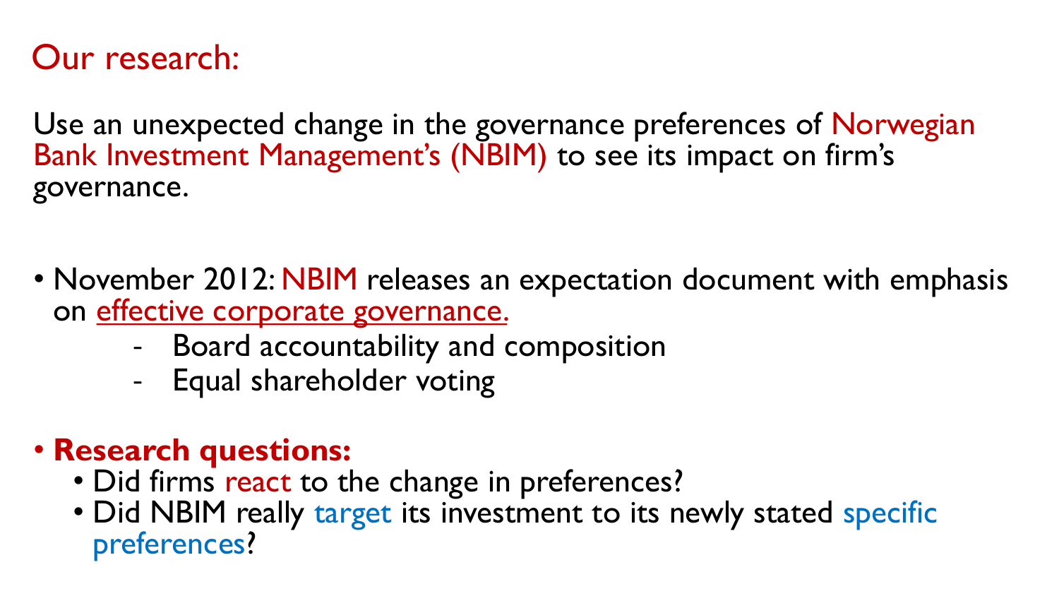# Our research:

Use an unexpected change in the governance preferences of Norwegian Bank Investment Management's (NBIM) to see its impact on firm's governance.

- November 2012: NBIM releases an expectation document with emphasis on effective corporate governance.
  - Board accountability and composition
  - Equal shareholder voting
- **Research questions:**
  - Did firms react to the change in preferences?
  - Did NBIM really target its investment to its newly stated specific preferences?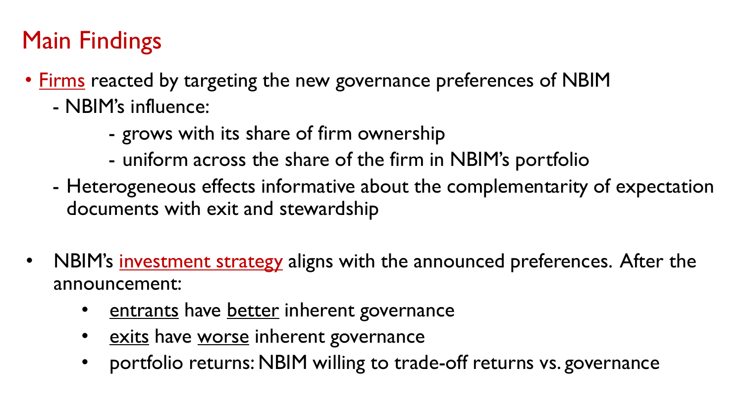# Main Findings

- Firms reacted by targeting the new governance preferences of NBIM
  - NBIM's influence:
    - grows with its share of firm ownership
    - uniform across the share of the firm in NBIM's portfolio
  - Heterogeneous effects informative about the complementarity of expectation documents with exit and stewardship

- NBIM's investment strategy aligns with the announced preferences. After the announcement:
  - entrants have better inherent governance
  - exits have worse inherent governance
  - portfolio returns: NBIM willing to trade-off returns vs. governance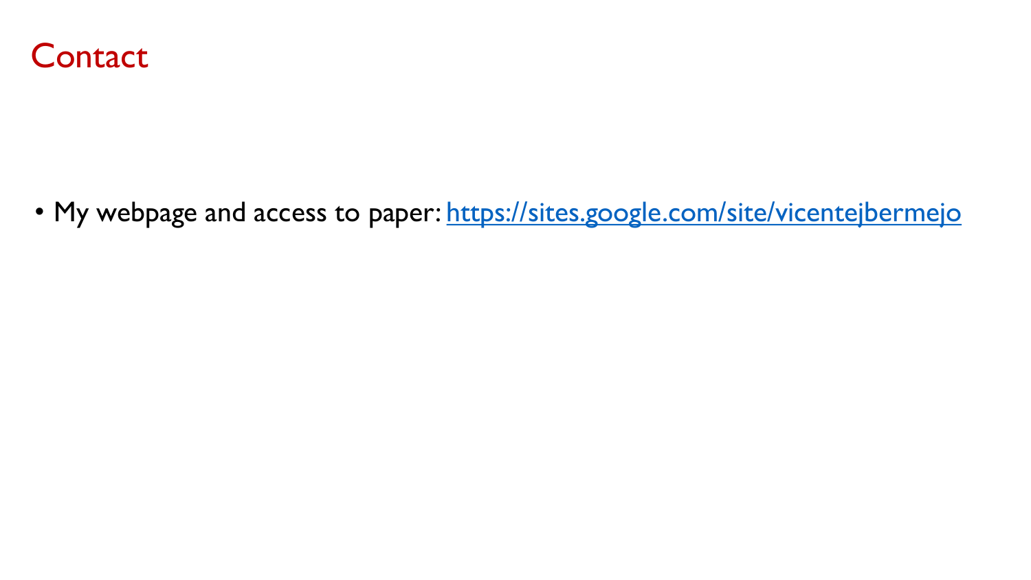# Contact

- My webpage and access to paper: [https://sites.google.com/site/vicentejbermejo](https://sites.google.com/site/vicentejbermejo)